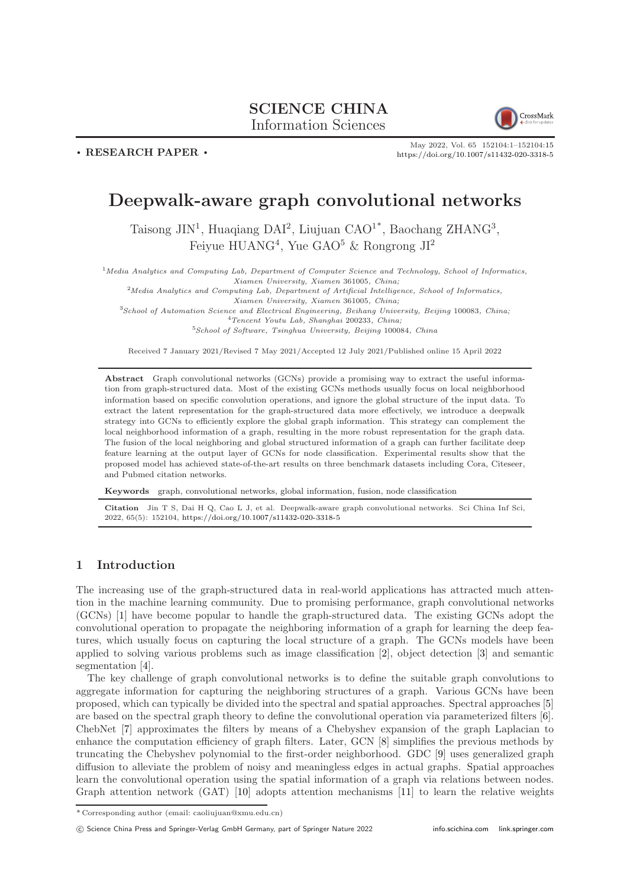SCIENCE CHINA
Information Sciences

• RESEARCH PAPER •

# Deepwalk-aware graph convolutional networks

Taisong JIN[1], Huaqiang DAI[2], Liujuan CAO[1*], Baochang ZHANG[3], Feiyue HUANG[4], Yue GAO[5] & Rongrong JI[2]

[1]*Media Analytics and Computing Lab, Department of Computer Science and Technology, School of Informatics, Xiamen University, Xiamen* 361005*, China;*
[2]*Media Analytics and Computing Lab, Department of Artificial Intelligence, School of Informatics, Xiamen University, Xiamen* 361005*, China;*
[3]*School of Automation Science and Electrical Engineering, Beihang University, Beijing* 100083*, China;*
[4]*Tencent Youtu Lab, Shanghai* 200233*, China;*
[5]*School of Software, Tsinghua University, Beijing* 100084*, China*

Received 7 January 2021/Revised 7 May 2021/Accepted 12 July 2021/Published online 15 April 2022

**Abstract** Graph convolutional networks (GCNs) provide a promising way to extract the useful information from graph-structured data. Most of the existing GCNs methods usually focus on local neighborhood information based on specific convolution operations, and ignore the global structure of the input data. To extract the latent representation for the graph-structured data more effectively, we introduce a deepwalk strategy into GCNs to efficiently explore the global graph information. This strategy can complement the local neighborhood information of a graph, resulting in the more robust representation for the graph data. The fusion of the local neighboring and global structured information of a graph can further facilitate deep feature learning at the output layer of GCNs for node classification. Experimental results show that the proposed model has achieved state-of-the-art results on three benchmark datasets including Cora, Citeseer, and Pubmed citation networks.

**Keywords** graph, convolutional networks, global information, fusion, node classification

**Citation** Jin T S, Dai H Q, Cao L J, et al. Deepwalk-aware graph convolutional networks. Sci China Inf Sci, 2022, 65(5): 152104, https://doi.org/10.1007/s11432-020-3318-5

## 1 Introduction

The increasing use of the graph-structured data in real-world applications has attracted much attention in the machine learning community. Due to promising performance, graph convolutional networks (GCNs) [1] have become popular to handle the graph-structured data. The existing GCNs adopt the convolutional operation to propagate the neighboring information of a graph for learning the deep features, which usually focus on capturing the local structure of a graph. The GCNs models have been applied to solving various problems such as image classification [2], object detection [3] and semantic segmentation [4].

The key challenge of graph convolutional networks is to define the suitable graph convolutions to aggregate information for capturing the neighboring structures of a graph. Various GCNs have been proposed, which can typically be divided into the spectral and spatial approaches. Spectral approaches [5] are based on the spectral graph theory to define the convolutional operation via parameterized filters [6]. ChebNet [7] approximates the filters by means of a Chebyshev expansion of the graph Laplacian to enhance the computation efficiency of graph filters. Later, GCN [8] simplifies the previous methods by truncating the Chebyshev polynomial to the first-order neighborhood. GDC [9] uses generalized graph diffusion to alleviate the problem of noisy and meaningless edges in actual graphs. Spatial approaches learn the convolutional operation using the spatial information of a graph via relations between nodes. Graph attention network (GAT) [10] adopts attention mechanisms [11] to learn the relative weights

\* Corresponding author (email: caoliujuan@xmu.edu.cn)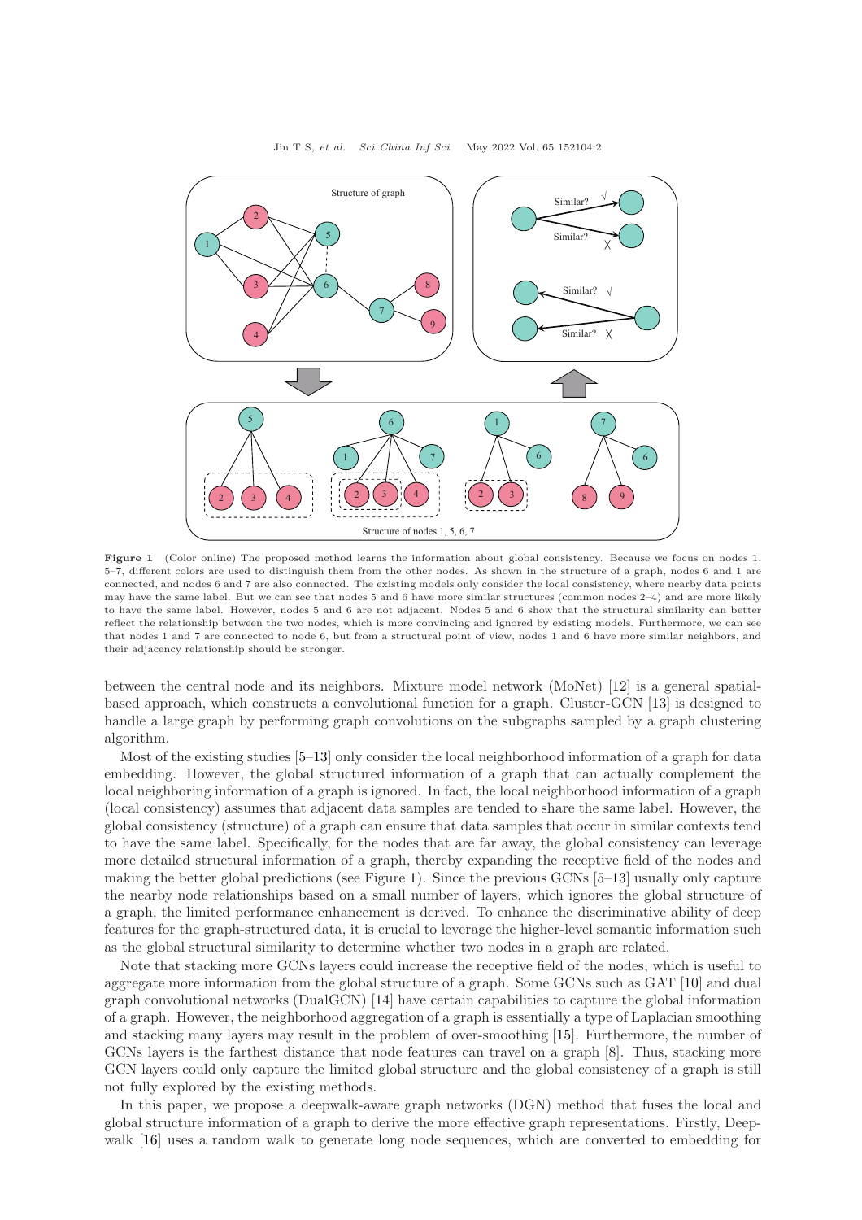**Figure 1** (Color online) The proposed method learns the information about global consistency. Because we focus on nodes 1, 5–7, different colors are used to distinguish them from the other nodes. As shown in the structure of a graph, nodes 6 and 1 are connected, and nodes 6 and 7 are also connected. The existing models only consider the local consistency, where nearby data points may have the same label. But we can see that nodes 5 and 6 have more similar structures (common nodes 2–4) and are more likely to have the same label. However, nodes 5 and 6 are not adjacent. Nodes 5 and 6 show that the structural similarity can better reflect the relationship between the two nodes, which is more convincing and ignored by existing models. Furthermore, we can see that nodes 1 and 7 are connected to node 6, but from a structural point of view, nodes 1 and 6 have more similar neighbors, and their adjacency relationship should be stronger.

between the central node and its neighbors. Mixture model network (MoNet) [12] is a general spatial-based approach, which constructs a convolutional function for a graph. Cluster-GCN [13] is designed to handle a large graph by performing graph convolutions on the subgraphs sampled by a graph clustering algorithm.

Most of the existing studies [5–13] only consider the local neighborhood information of a graph for data embedding. However, the global structured information of a graph that can actually complement the local neighboring information of a graph is ignored. In fact, the local neighborhood information of a graph (local consistency) assumes that adjacent data samples are tended to share the same label. However, the global consistency (structure) of a graph can ensure that data samples that occur in similar contexts tend to have the same label. Specifically, for the nodes that are far away, the global consistency can leverage more detailed structural information of a graph, thereby expanding the receptive field of the nodes and making the better global predictions (see Figure 1). Since the previous GCNs [5–13] usually only capture the nearby node relationships based on a small number of layers, which ignores the global structure of a graph, the limited performance enhancement is derived. To enhance the discriminative ability of deep features for the graph-structured data, it is crucial to leverage the higher-level semantic information such as the global structural similarity to determine whether two nodes in a graph are related.

Note that stacking more GCNs layers could increase the receptive field of the nodes, which is useful to aggregate more information from the global structure of a graph. Some GCNs such as GAT [10] and dual graph convolutional networks (DualGCN) [14] have certain capabilities to capture the global information of a graph. However, the neighborhood aggregation of a graph is essentially a type of Laplacian smoothing and stacking many layers may result in the problem of over-smoothing [15]. Furthermore, the number of GCNs layers is the farthest distance that node features can travel on a graph [8]. Thus, stacking more GCN layers could only capture the limited global structure and the global consistency of a graph is still not fully explored by the existing methods.

In this paper, we propose a deepwalk-aware graph networks (DGN) method that fuses the local and global structure information of a graph to derive the more effective graph representations. Firstly, Deepwalk [16] uses a random walk to generate long node sequences, which are converted to embedding for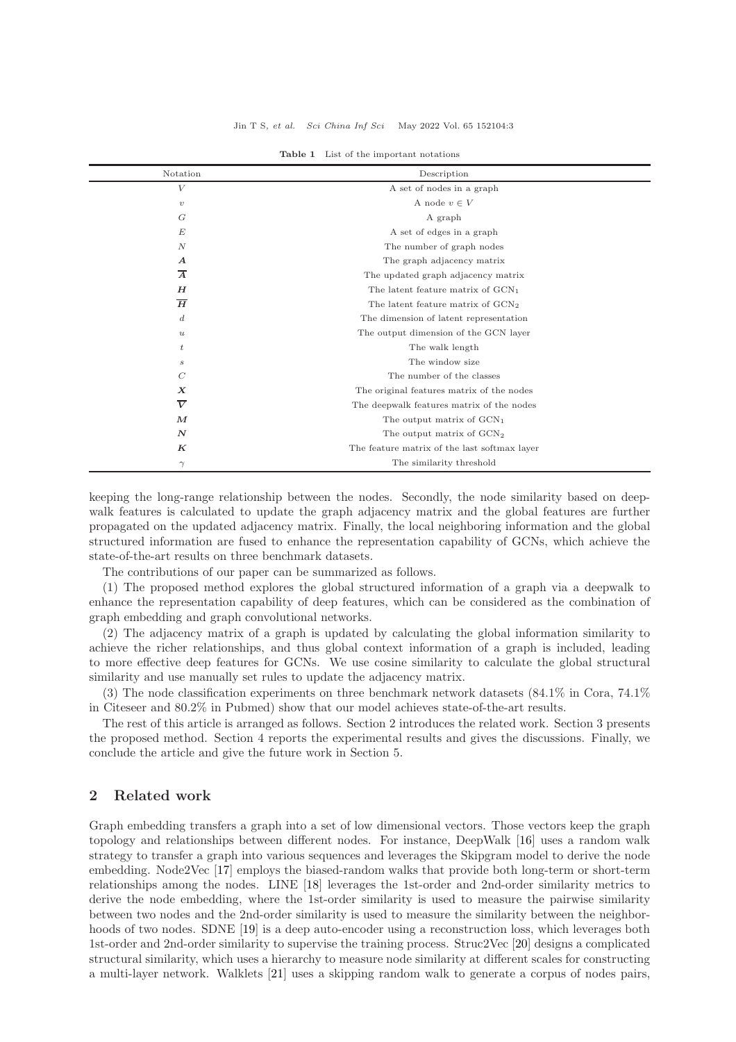**Table 1** List of the important notations

| Notation | Description |
|---|---|
| $V$ | A set of nodes in a graph |
| $v$ | A node $v \in V$ |
| $G$ | A graph |
| $E$ | A set of edges in a graph |
| $N$ | The number of graph nodes |
| $\boldsymbol{A}$ | The graph adjacency matrix |
| $\overline{\boldsymbol{A}}$ | The updated graph adjacency matrix |
| $\boldsymbol{H}$ | The latent feature matrix of $\mathrm{GCN}_1$ |
| $\overline{\boldsymbol{H}}$ | The latent feature matrix of $\mathrm{GCN}_2$ |
| $d$ | The dimension of latent representation |
| $u$ | The output dimension of the GCN layer |
| $t$ | The walk length |
| $s$ | The window size |
| $C$ | The number of the classes |
| $\boldsymbol{X}$ | The original features matrix of the nodes |
| $\overline{\boldsymbol{V}}$ | The deepwalk features matrix of the nodes |
| $\boldsymbol{M}$ | The output matrix of $\mathrm{GCN}_1$ |
| $\boldsymbol{N}$ | The output matrix of $\mathrm{GCN}_2$ |
| $\boldsymbol{K}$ | The feature matrix of the last softmax layer |
| $\gamma$ | The similarity threshold |

keeping the long-range relationship between the nodes. Secondly, the node similarity based on deepwalk features is calculated to update the graph adjacency matrix and the global features are further propagated on the updated adjacency matrix. Finally, the local neighboring information and the global structured information are fused to enhance the representation capability of GCNs, which achieve the state-of-the-art results on three benchmark datasets.

The contributions of our paper can be summarized as follows.

(1) The proposed method explores the global structured information of a graph via a deepwalk to enhance the representation capability of deep features, which can be considered as the combination of graph embedding and graph convolutional networks.

(2) The adjacency matrix of a graph is updated by calculating the global information similarity to achieve the richer relationships, and thus global context information of a graph is included, leading to more effective deep features for GCNs. We use cosine similarity to calculate the global structural similarity and use manually set rules to update the adjacency matrix.

(3) The node classification experiments on three benchmark network datasets (84.1% in Cora, 74.1% in Citeseer and 80.2% in Pubmed) show that our model achieves state-of-the-art results.

The rest of this article is arranged as follows. Section 2 introduces the related work. Section 3 presents the proposed method. Section 4 reports the experimental results and gives the discussions. Finally, we conclude the article and give the future work in Section 5.

## 2 Related work

Graph embedding transfers a graph into a set of low dimensional vectors. Those vectors keep the graph topology and relationships between different nodes. For instance, DeepWalk [16] uses a random walk strategy to transfer a graph into various sequences and leverages the Skipgram model to derive the node embedding. Node2Vec [17] employs the biased-random walks that provide both long-term or short-term relationships among the nodes. LINE [18] leverages the 1st-order and 2nd-order similarity metrics to derive the node embedding, where the 1st-order similarity is used to measure the pairwise similarity between two nodes and the 2nd-order similarity is used to measure the similarity between the neighborhoods of two nodes. SDNE [19] is a deep auto-encoder using a reconstruction loss, which leverages both 1st-order and 2nd-order similarity to supervise the training process. Struc2Vec [20] designs a complicated structural similarity, which uses a hierarchy to measure node similarity at different scales for constructing a multi-layer network. Walklets [21] uses a skipping random walk to generate a corpus of nodes pairs,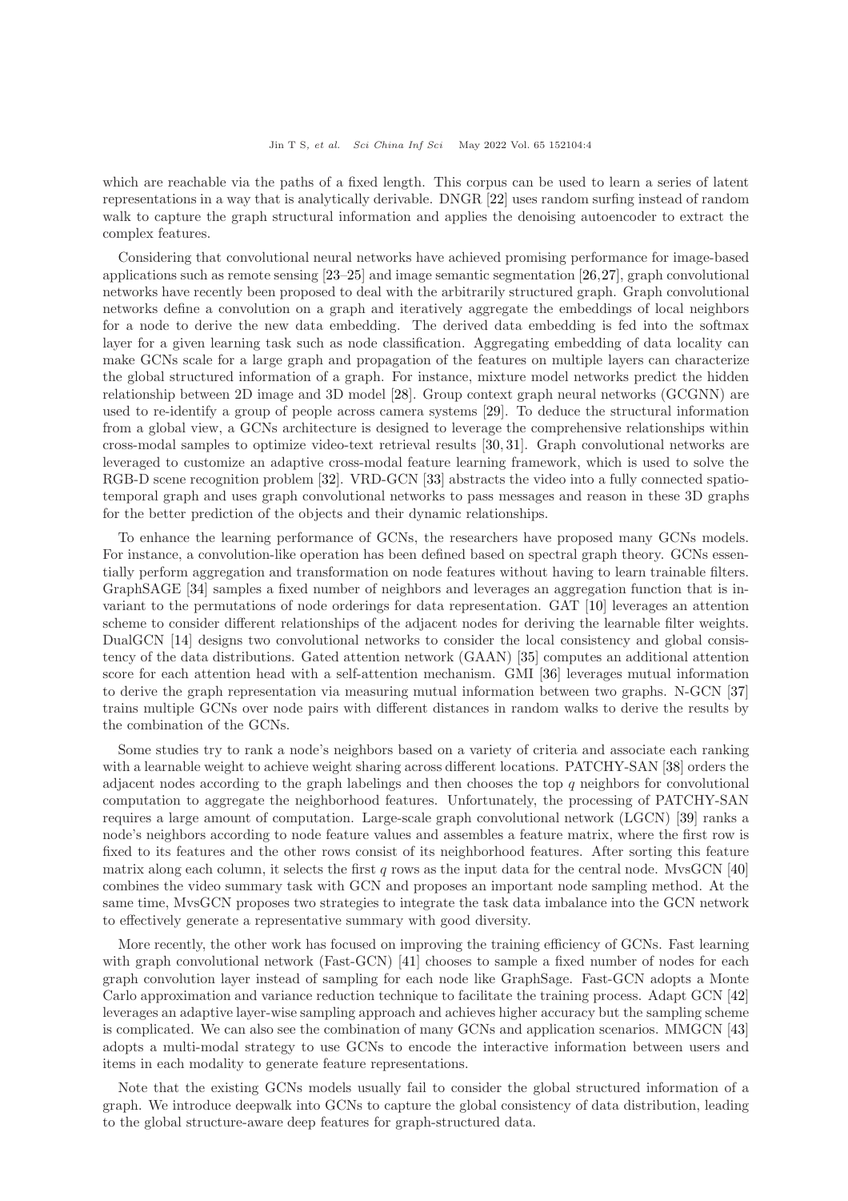which are reachable via the paths of a fixed length. This corpus can be used to learn a series of latent representations in a way that is analytically derivable. DNGR [22] uses random surfing instead of random walk to capture the graph structural information and applies the denoising autoencoder to extract the complex features.

Considering that convolutional neural networks have achieved promising performance for image-based applications such as remote sensing [23–25] and image semantic segmentation [26,27], graph convolutional networks have recently been proposed to deal with the arbitrarily structured graph. Graph convolutional networks define a convolution on a graph and iteratively aggregate the embeddings of local neighbors for a node to derive the new data embedding. The derived data embedding is fed into the softmax layer for a given learning task such as node classification. Aggregating embedding of data locality can make GCNs scale for a large graph and propagation of the features on multiple layers can characterize the global structured information of a graph. For instance, mixture model networks predict the hidden relationship between 2D image and 3D model [28]. Group context graph neural networks (GCGNN) are used to re-identify a group of people across camera systems [29]. To deduce the structural information from a global view, a GCNs architecture is designed to leverage the comprehensive relationships within cross-modal samples to optimize video-text retrieval results [30, 31]. Graph convolutional networks are leveraged to customize an adaptive cross-modal feature learning framework, which is used to solve the RGB-D scene recognition problem [32]. VRD-GCN [33] abstracts the video into a fully connected spatio-temporal graph and uses graph convolutional networks to pass messages and reason in these 3D graphs for the better prediction of the objects and their dynamic relationships.

To enhance the learning performance of GCNs, the researchers have proposed many GCNs models. For instance, a convolution-like operation has been defined based on spectral graph theory. GCNs essentially perform aggregation and transformation on node features without having to learn trainable filters. GraphSAGE [34] samples a fixed number of neighbors and leverages an aggregation function that is invariant to the permutations of node orderings for data representation. GAT [10] leverages an attention scheme to consider different relationships of the adjacent nodes for deriving the learnable filter weights. DualGCN [14] designs two convolutional networks to consider the local consistency and global consistency of the data distributions. Gated attention network (GAAN) [35] computes an additional attention score for each attention head with a self-attention mechanism. GMI [36] leverages mutual information to derive the graph representation via measuring mutual information between two graphs. N-GCN [37] trains multiple GCNs over node pairs with different distances in random walks to derive the results by the combination of the GCNs.

Some studies try to rank a node's neighbors based on a variety of criteria and associate each ranking with a learnable weight to achieve weight sharing across different locations. PATCHY-SAN [38] orders the adjacent nodes according to the graph labelings and then chooses the top $q$ neighbors for convolutional computation to aggregate the neighborhood features. Unfortunately, the processing of PATCHY-SAN requires a large amount of computation. Large-scale graph convolutional network (LGCN) [39] ranks a node's neighbors according to node feature values and assembles a feature matrix, where the first row is fixed to its features and the other rows consist of its neighborhood features. After sorting this feature matrix along each column, it selects the first $q$ rows as the input data for the central node. MvsGCN [40] combines the video summary task with GCN and proposes an important node sampling method. At the same time, MvsGCN proposes two strategies to integrate the task data imbalance into the GCN network to effectively generate a representative summary with good diversity.

More recently, the other work has focused on improving the training efficiency of GCNs. Fast learning with graph convolutional network (Fast-GCN) [41] chooses to sample a fixed number of nodes for each graph convolution layer instead of sampling for each node like GraphSage. Fast-GCN adopts a Monte Carlo approximation and variance reduction technique to facilitate the training process. Adapt GCN [42] leverages an adaptive layer-wise sampling approach and achieves higher accuracy but the sampling scheme is complicated. We can also see the combination of many GCNs and application scenarios. MMGCN [43] adopts a multi-modal strategy to use GCNs to encode the interactive information between users and items in each modality to generate feature representations.

Note that the existing GCNs models usually fail to consider the global structured information of a graph. We introduce deepwalk into GCNs to capture the global consistency of data distribution, leading to the global structure-aware deep features for graph-structured data.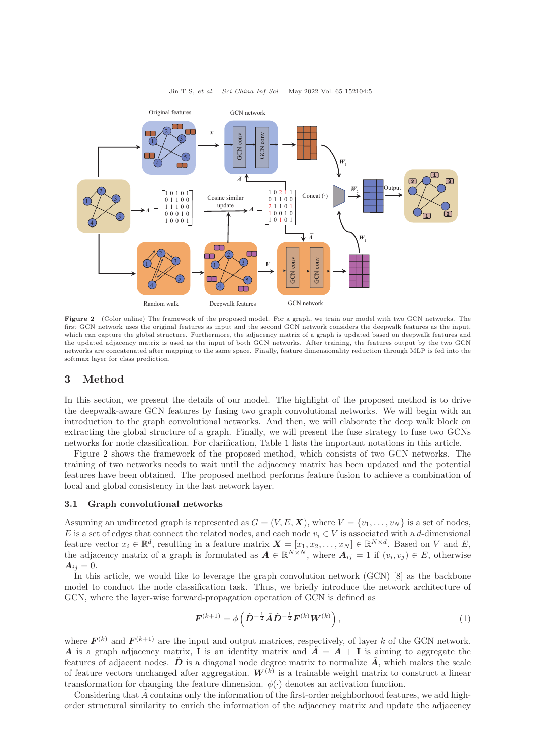Figure 2 (Color online) The framework of the proposed model. For a graph, we train our model with two GCN networks. The first GCN network uses the original features as input and the second GCN network considers the deepwalk features as the input, which can capture the global structure. Furthermore, the adjacency matrix of a graph is updated based on deepwalk features and the updated adjacency matrix is used as the input of both GCN networks. After training, the features output by the two GCN networks are concatenated after mapping to the same space. Finally, feature dimensionality reduction through MLP is fed into the softmax layer for class prediction.

## 3 Method

In this section, we present the details of our model. The highlight of the proposed method is to drive the deepwalk-aware GCN features by fusing two graph convolutional networks. We will begin with an introduction to the graph convolutional networks. And then, we will elaborate the deep walk block on extracting the global structure of a graph. Finally, we will present the fuse strategy to fuse two GCNs networks for node classification. For clarification, Table 1 lists the important notations in this article.

Figure 2 shows the framework of the proposed method, which consists of two GCN networks. The training of two networks needs to wait until the adjacency matrix has been updated and the potential features have been obtained. The proposed method performs feature fusion to achieve a combination of local and global consistency in the last network layer.

### 3.1 Graph convolutional networks

Assuming an undirected graph is represented as $G = (V, E, \boldsymbol{X})$, where $V = \{v_1, \ldots, v_N\}$ is a set of nodes, $E$ is a set of edges that connect the related nodes, and each node $v_i \in V$ is associated with a $d$-dimensional feature vector $x_i \in \mathbb{R}^d$, resulting in a feature matrix $\boldsymbol{X} = [x_1, x_2, \ldots, x_N] \in \mathbb{R}^{N\times d}$. Based on $V$ and $E$, the adjacency matrix of a graph is formulated as $\boldsymbol{A} \in \mathbb{R}^{N\times N}$, where $\boldsymbol{A}_{ij} = 1$ if $(v_i, v_j) \in E$, otherwise $\boldsymbol{A}_{ij} = 0$.

In this article, we would like to leverage the graph convolution network (GCN) [8] as the backbone model to conduct the node classification task. Thus, we briefly introduce the network architecture of GCN, where the layer-wise forward-propagation operation of GCN is defined as

$$\boldsymbol{F}^{(k+1)} = \phi\left(\tilde{\boldsymbol{D}}^{-\frac{1}{2}}\tilde{\boldsymbol{A}}\tilde{\boldsymbol{D}}^{-\frac{1}{2}}\boldsymbol{F}^{(k)}\boldsymbol{W}^{(k)}\right), \tag{1}$$

where $\boldsymbol{F}^{(k)}$ and $\boldsymbol{F}^{(k+1)}$ are the input and output matrices, respectively, of layer $k$ of the GCN network. $\boldsymbol{A}$ is a graph adjacency matrix, $\mathbf{I}$ is an identity matrix and $\tilde{\boldsymbol{A}} = \boldsymbol{A} + \mathbf{I}$ is aiming to aggregate the features of adjacent nodes. $\tilde{\boldsymbol{D}}$ is a diagonal node degree matrix to normalize $\tilde{\boldsymbol{A}}$, which makes the scale of feature vectors unchanged after aggregation. $\boldsymbol{W}^{(k)}$ is a trainable weight matrix to construct a linear transformation for changing the feature dimension. $\phi(\cdot)$ denotes an activation function.

Considering that $\tilde{A}$ contains only the information of the first-order neighborhood features, we add high-order structural similarity to enrich the information of the adjacency matrix and update the adjacency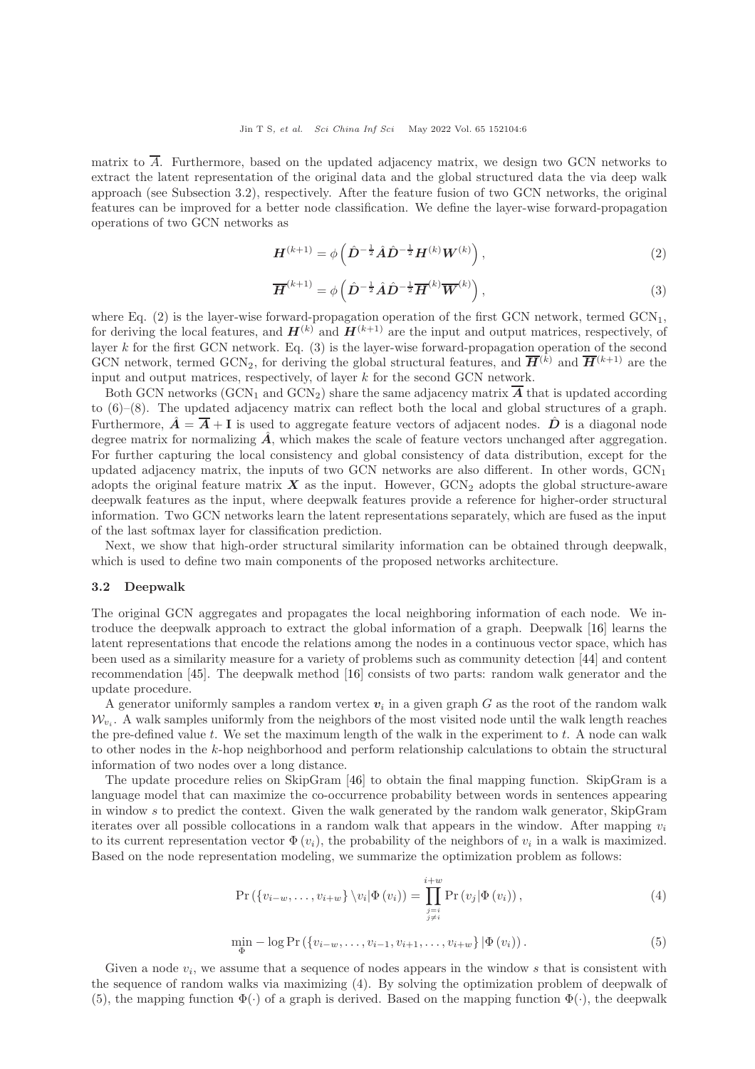matrix to $\overline{A}$. Furthermore, based on the updated adjacency matrix, we design two GCN networks to extract the latent representation of the original data and the global structured data the via deep walk approach (see Subsection 3.2), respectively. After the feature fusion of two GCN networks, the original features can be improved for a better node classification. We define the layer-wise forward-propagation operations of two GCN networks as

$$\boldsymbol{H}^{(k+1)} = \phi\left(\hat{\boldsymbol{D}}^{-\frac{1}{2}}\hat{\boldsymbol{A}}\hat{\boldsymbol{D}}^{-\frac{1}{2}}\boldsymbol{H}^{(k)}\boldsymbol{W}^{(k)}\right), \tag{2}$$

$$\overline{\boldsymbol{H}}^{(k+1)} = \phi\left(\hat{\boldsymbol{D}}^{-\frac{1}{2}}\hat{\boldsymbol{A}}\hat{\boldsymbol{D}}^{-\frac{1}{2}}\overline{\boldsymbol{H}}^{(k)}\overline{\boldsymbol{W}}^{(k)}\right), \tag{3}$$

where Eq. (2) is the layer-wise forward-propagation operation of the first GCN network, termed $\mathrm{GCN}_1$, for deriving the local features, and $\boldsymbol{H}^{(k)}$ and $\boldsymbol{H}^{(k+1)}$ are the input and output matrices, respectively, of layer $k$ for the first GCN network. Eq. (3) is the layer-wise forward-propagation operation of the second GCN network, termed $\mathrm{GCN}_2$, for deriving the global structural features, and $\overline{\boldsymbol{H}}^{(k)}$ and $\overline{\boldsymbol{H}}^{(k+1)}$ are the input and output matrices, respectively, of layer $k$ for the second GCN network.

Both GCN networks ($\mathrm{GCN}_1$ and $\mathrm{GCN}_2$) share the same adjacency matrix $\overline{\boldsymbol{A}}$ that is updated according to (6)–(8). The updated adjacency matrix can reflect both the local and global structures of a graph. Furthermore, $\hat{\boldsymbol{A}} = \overline{\boldsymbol{A}} + \mathbf{I}$ is used to aggregate feature vectors of adjacent nodes. $\hat{\boldsymbol{D}}$ is a diagonal node degree matrix for normalizing $\hat{\boldsymbol{A}}$, which makes the scale of feature vectors unchanged after aggregation. For further capturing the local consistency and global consistency of data distribution, except for the updated adjacency matrix, the inputs of two GCN networks are also different. In other words, $\mathrm{GCN}_1$ adopts the original feature matrix $\boldsymbol{X}$ as the input. However, $\mathrm{GCN}_2$ adopts the global structure-aware deepwalk features as the input, where deepwalk features provide a reference for higher-order structural information. Two GCN networks learn the latent representations separately, which are fused as the input of the last softmax layer for classification prediction.

Next, we show that high-order structural similarity information can be obtained through deepwalk, which is used to define two main components of the proposed networks architecture.

### 3.2 Deepwalk

The original GCN aggregates and propagates the local neighboring information of each node. We introduce the deepwalk approach to extract the global information of a graph. Deepwalk [16] learns the latent representations that encode the relations among the nodes in a continuous vector space, which has been used as a similarity measure for a variety of problems such as community detection [44] and content recommendation [45]. The deepwalk method [16] consists of two parts: random walk generator and the update procedure.

A generator uniformly samples a random vertex $\boldsymbol{v}_i$ in a given graph $G$ as the root of the random walk $\mathcal{W}_{v_i}$. A walk samples uniformly from the neighbors of the most visited node until the walk length reaches the pre-defined value $t$. We set the maximum length of the walk in the experiment to $t$. A node can walk to other nodes in the $k$-hop neighborhood and perform relationship calculations to obtain the structural information of two nodes over a long distance.

The update procedure relies on SkipGram [46] to obtain the final mapping function. SkipGram is a language model that can maximize the co-occurrence probability between words in sentences appearing in window $s$ to predict the context. Given the walk generated by the random walk generator, SkipGram iterates over all possible collocations in a random walk that appears in the window. After mapping $v_i$ to its current representation vector $\Phi(v_i)$, the probability of the neighbors of $v_i$ in a walk is maximized. Based on the node representation modeling, we summarize the optimization problem as follows:

$$\Pr\left(\{v_{i-w}, \ldots, v_{i+w}\} \backslash v_i | \Phi(v_i)\right) = \prod_{\substack{j=i \\ j \neq i}}^{i+w} \Pr\left(v_j | \Phi(v_i)\right), \tag{4}$$

$$\min_{\Phi} - \log \Pr\left(\{v_{i-w}, \ldots, v_{i-1}, v_{i+1}, \ldots, v_{i+w}\} | \Phi(v_i)\right). \tag{5}$$

Given a node $v_i$, we assume that a sequence of nodes appears in the window $s$ that is consistent with the sequence of random walks via maximizing (4). By solving the optimization problem of deepwalk of (5), the mapping function $\Phi(\cdot)$ of a graph is derived. Based on the mapping function $\Phi(\cdot)$, the deepwalk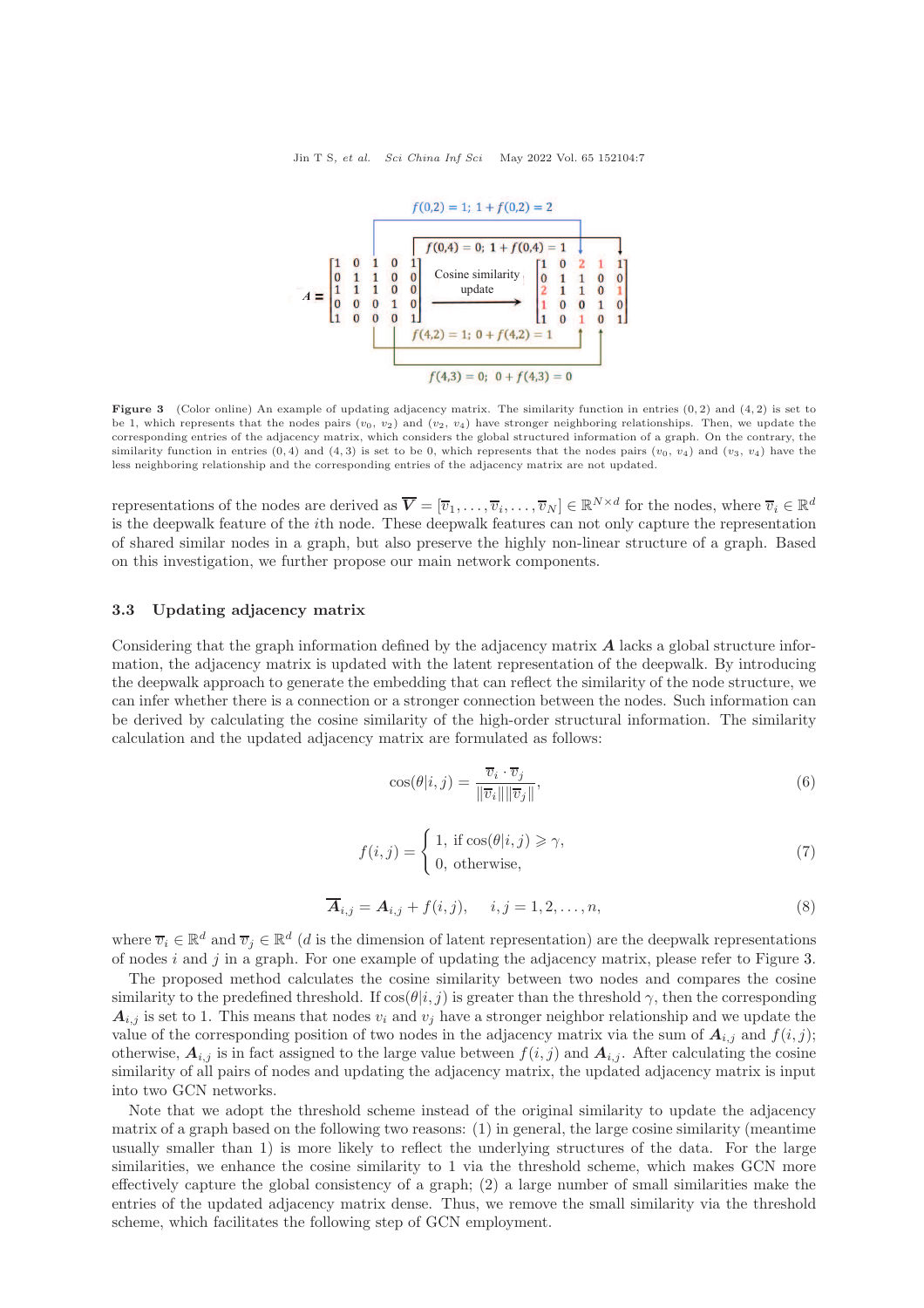$$A = \begin{bmatrix} 1 & 0 & 1 & 0 & 1 \\ 0 & 1 & 1 & 0 & 0 \\ 1 & 1 & 1 & 0 & 0 \\ 0 & 0 & 0 & 1 & 0 \\ 1 & 0 & 0 & 0 & 1 \end{bmatrix} \xrightarrow{\text{Cosine similarity update}} \begin{bmatrix} 1 & 0 & 2 & 1 & 1 \\ 0 & 1 & 1 & 0 & 0 \\ 2 & 1 & 1 & 0 & 1 \\ 1 & 0 & 0 & 1 & 0 \\ 1 & 0 & 1 & 0 & 1 \end{bmatrix}$$

$f(0,2) = 1;\ 1 + f(0,2) = 2$

$f(0,4) = 0;\ 1 + f(0,4) = 1$

$f(4,2) = 1;\ 0 + f(4,2) = 1$

$f(4,3) = 0;\ 0 + f(4,3) = 0$

**Figure 3** (Color online) An example of updating adjacency matrix. The similarity function in entries $(0, 2)$ and $(4, 2)$ is set to be 1, which represents that the nodes pairs ($v_0$, $v_2$) and ($v_2$, $v_4$) have stronger neighboring relationships. Then, we update the corresponding entries of the adjacency matrix, which considers the global structured information of a graph. On the contrary, the similarity function in entries $(0, 4)$ and $(4, 3)$ is set to be 0, which represents that the nodes pairs ($v_0$, $v_4$) and ($v_3$, $v_4$) have the less neighboring relationship and the corresponding entries of the adjacency matrix are not updated.

representations of the nodes are derived as $\overline{\boldsymbol{V}} = [\overline{v}_1, \ldots, \overline{v}_i, \ldots, \overline{v}_N] \in \mathbb{R}^{N\times d}$ for the nodes, where $\overline{v}_i \in \mathbb{R}^d$ is the deepwalk feature of the $i$th node. These deepwalk features can not only capture the representation of shared similar nodes in a graph, but also preserve the highly non-linear structure of a graph. Based on this investigation, we further propose our main network components.

### 3.3 Updating adjacency matrix

Considering that the graph information defined by the adjacency matrix $\boldsymbol{A}$ lacks a global structure information, the adjacency matrix is updated with the latent representation of the deepwalk. By introducing the deepwalk approach to generate the embedding that can reflect the similarity of the node structure, we can infer whether there is a connection or a stronger connection between the nodes. Such information can be derived by calculating the cosine similarity of the high-order structural information. The similarity calculation and the updated adjacency matrix are formulated as follows:

$$\cos(\theta|i,j) = \frac{\overline{v}_i \cdot \overline{v}_j}{\|\overline{v}_i\|\|\overline{v}_j\|}, \tag{6}$$

$$f(i,j) = \begin{cases} 1, & \text{if } \cos(\theta|i,j) \geqslant \gamma, \\ 0, & \text{otherwise}, \end{cases} \tag{7}$$

$$\overline{\boldsymbol{A}}_{i,j} = \boldsymbol{A}_{i,j} + f(i,j), \quad i,j = 1,2,\ldots,n, \tag{8}$$

where $\overline{v}_i \in \mathbb{R}^d$ and $\overline{v}_j \in \mathbb{R}^d$ ($d$ is the dimension of latent representation) are the deepwalk representations of nodes $i$ and $j$ in a graph. For one example of updating the adjacency matrix, please refer to Figure 3.

The proposed method calculates the cosine similarity between two nodes and compares the cosine similarity to the predefined threshold. If $\cos(\theta|i,j)$ is greater than the threshold $\gamma$, then the corresponding $\boldsymbol{A}_{i,j}$ is set to 1. This means that nodes $v_i$ and $v_j$ have a stronger neighbor relationship and we update the value of the corresponding position of two nodes in the adjacency matrix via the sum of $\boldsymbol{A}_{i,j}$ and $f(i,j)$; otherwise, $\boldsymbol{A}_{i,j}$ is in fact assigned to the large value between $f(i,j)$ and $\boldsymbol{A}_{i,j}$. After calculating the cosine similarity of all pairs of nodes and updating the adjacency matrix, the updated adjacency matrix is input into two GCN networks.

Note that we adopt the threshold scheme instead of the original similarity to update the adjacency matrix of a graph based on the following two reasons: (1) in general, the large cosine similarity (meantime usually smaller than 1) is more likely to reflect the underlying structures of the data. For the large similarities, we enhance the cosine similarity to 1 via the threshold scheme, which makes GCN more effectively capture the global consistency of a graph; (2) a large number of small similarities make the entries of the updated adjacency matrix dense. Thus, we remove the small similarity via the threshold scheme, which facilitates the following step of GCN employment.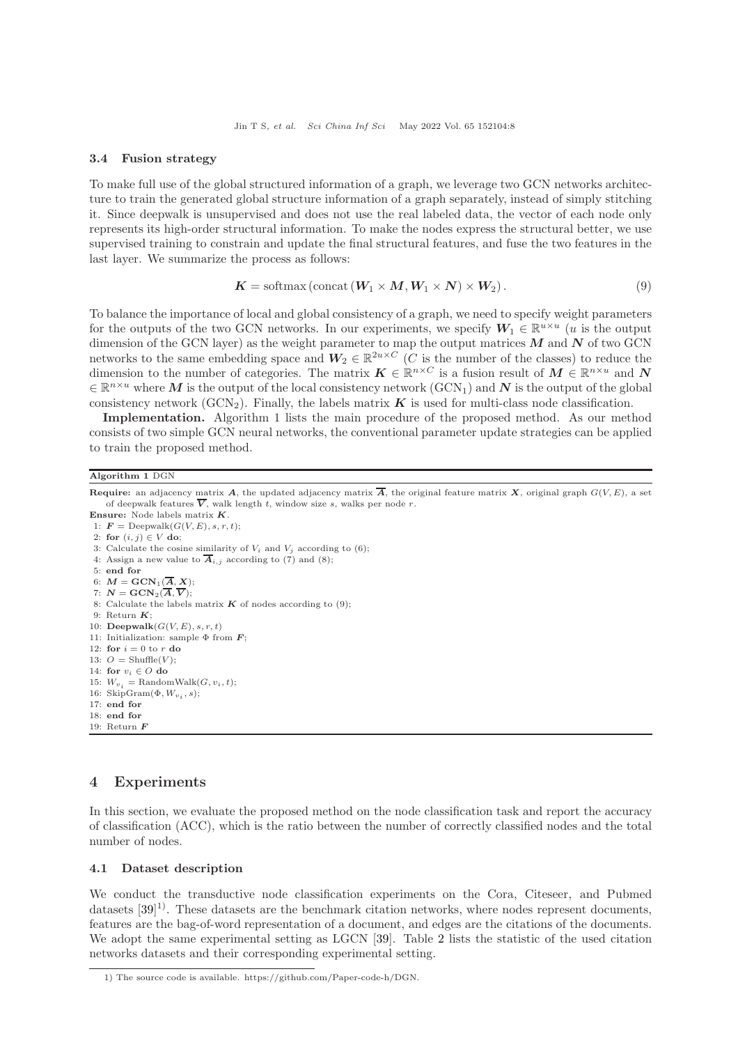### 3.4 Fusion strategy

To make full use of the global structured information of a graph, we leverage two GCN networks architecture to train the generated global structure information of a graph separately, instead of simply stitching it. Since deepwalk is unsupervised and does not use the real labeled data, the vector of each node only represents its high-order structural information. To make the nodes express the structural better, we use supervised training to constrain and update the final structural features, and fuse the two features in the last layer. We summarize the process as follows:

$$\boldsymbol{K} = \text{softmax}\left(\text{concat}\left(\boldsymbol{W}_1 \times \boldsymbol{M}, \boldsymbol{W}_1 \times \boldsymbol{N}\right) \times \boldsymbol{W}_2\right). \tag{9}$$

To balance the importance of local and global consistency of a graph, we need to specify weight parameters for the outputs of the two GCN networks. In our experiments, we specify $\boldsymbol{W}_1 \in \mathbb{R}^{u\times u}$ ($u$ is the output dimension of the GCN layer) as the weight parameter to map the output matrices $\boldsymbol{M}$ and $\boldsymbol{N}$ of two GCN networks to the same embedding space and $\boldsymbol{W}_2 \in \mathbb{R}^{2u\times C}$ ($C$ is the number of the classes) to reduce the dimension to the number of categories. The matrix $\boldsymbol{K} \in \mathbb{R}^{n\times C}$ is a fusion result of $\boldsymbol{M} \in \mathbb{R}^{n\times u}$ and $\boldsymbol{N} \in \mathbb{R}^{n\times u}$ where $\boldsymbol{M}$ is the output of the local consistency network ($\text{GCN}_1$) and $\boldsymbol{N}$ is the output of the global consistency network ($\text{GCN}_2$). Finally, the labels matrix $\boldsymbol{K}$ is used for multi-class node classification.

**Implementation.** Algorithm 1 lists the main procedure of the proposed method. As our method consists of two simple GCN neural networks, the conventional parameter update strategies can be applied to train the proposed method.

**Algorithm 1** DGN

**Require:** an adjacency matrix $\boldsymbol{A}$, the updated adjacency matrix $\overline{\boldsymbol{A}}$, the original feature matrix $\boldsymbol{X}$, original graph $G(V, E)$, a set of deepwalk features $\overline{\boldsymbol{V}}$, walk length $t$, window size $s$, walks per node $r$.

**Ensure:** Node labels matrix $\boldsymbol{K}$.

1: $\boldsymbol{F} = \text{Deepwalk}(G(V, E), s, r, t)$;
2: **for** $(i, j) \in V$ **do**;
3: Calculate the cosine similarity of $V_i$ and $V_j$ according to (6);
4: Assign a new value to $\overline{\boldsymbol{A}}_{i,j}$ according to (7) and (8);
5: **end for**
6: $\boldsymbol{M} = \textbf{GCN}_1(\overline{\boldsymbol{A}}, \boldsymbol{X})$;
7: $\boldsymbol{N} = \textbf{GCN}_2(\overline{\boldsymbol{A}}, \overline{\boldsymbol{V}})$;
8: Calculate the labels matrix $\boldsymbol{K}$ of nodes according to (9);
9: Return $\boldsymbol{K}$;
10: **Deepwalk**$(G(V, E), s, r, t)$
11: Initialization: sample $\Phi$ from $\boldsymbol{F}$;
12: **for** $i = 0$ to $r$ **do**
13: $O = \text{Shuffle}(V)$;
14: **for** $v_i \in O$ **do**
15: $W_{v_i} = \text{RandomWalk}(G, v_i, t)$;
16: $\text{SkipGram}(\Phi, W_{v_i}, s)$;
17: **end for**
18: **end for**
19: Return $\boldsymbol{F}$

## 4 Experiments

In this section, we evaluate the proposed method on the node classification task and report the accuracy of classification (ACC), which is the ratio between the number of correctly classified nodes and the total number of nodes.

### 4.1 Dataset description

We conduct the transductive node classification experiments on the Cora, Citeseer, and Pubmed datasets [39][1]. These datasets are the benchmark citation networks, where nodes represent documents, features are the bag-of-word representation of a document, and edges are the citations of the documents. We adopt the same experimental setting as LGCN [39]. Table 2 lists the statistic of the used citation networks datasets and their corresponding experimental setting.

1) The source code is available. https://github.com/Paper-code-h/DGN.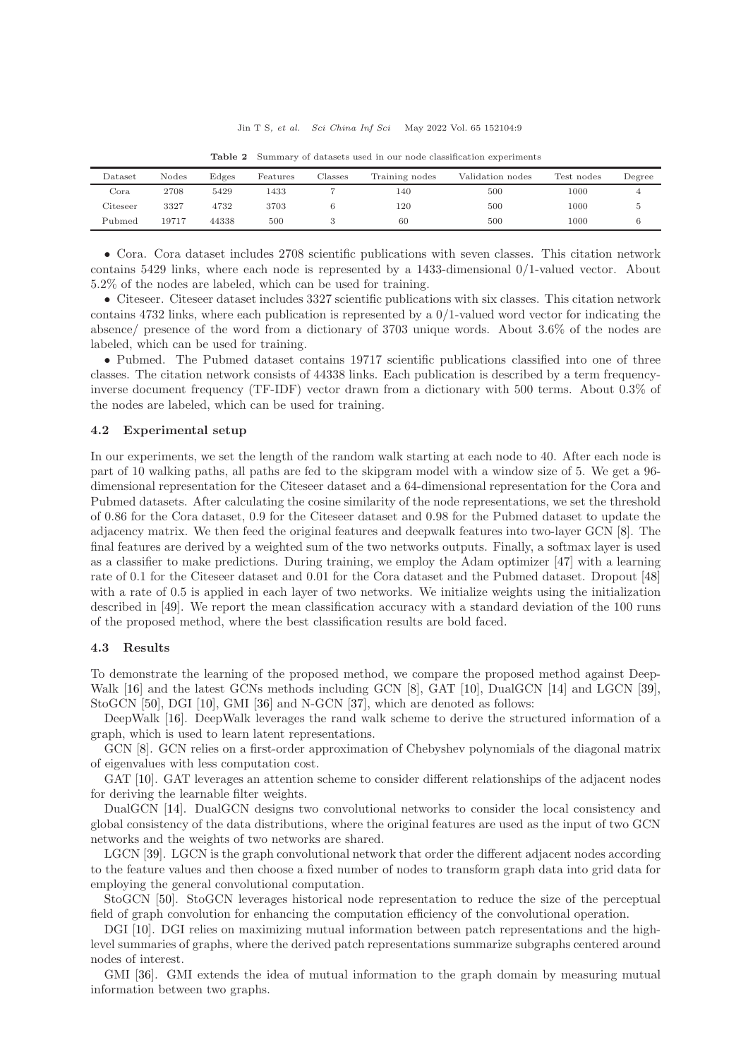**Table 2** Summary of datasets used in our node classification experiments

| Dataset | Nodes | Edges | Features | Classes | Training nodes | Validation nodes | Test nodes | Degree |
|---|---|---|---|---|---|---|---|---|
| Cora | 2708 | 5429 | 1433 | 7 | 140 | 500 | 1000 | 4 |
| Citeseer | 3327 | 4732 | 3703 | 6 | 120 | 500 | 1000 | 5 |
| Pubmed | 19717 | 44338 | 500 | 3 | 60 | 500 | 1000 | 6 |

- Cora. Cora dataset includes 2708 scientific publications with seven classes. This citation network contains 5429 links, where each node is represented by a 1433-dimensional 0/1-valued vector. About 5.2% of the nodes are labeled, which can be used for training.
- Citeseer. Citeseer dataset includes 3327 scientific publications with six classes. This citation network contains 4732 links, where each publication is represented by a 0/1-valued word vector for indicating the absence/ presence of the word from a dictionary of 3703 unique words. About 3.6% of the nodes are labeled, which can be used for training.
- Pubmed. The Pubmed dataset contains 19717 scientific publications classified into one of three classes. The citation network consists of 44338 links. Each publication is described by a term frequency-inverse document frequency (TF-IDF) vector drawn from a dictionary with 500 terms. About 0.3% of the nodes are labeled, which can be used for training.

### 4.2 Experimental setup

In our experiments, we set the length of the random walk starting at each node to 40. After each node is part of 10 walking paths, all paths are fed to the skipgram model with a window size of 5. We get a 96-dimensional representation for the Citeseer dataset and a 64-dimensional representation for the Cora and Pubmed datasets. After calculating the cosine similarity of the node representations, we set the threshold of 0.86 for the Cora dataset, 0.9 for the Citeseer dataset and 0.98 for the Pubmed dataset to update the adjacency matrix. We then feed the original features and deepwalk features into two-layer GCN [8]. The final features are derived by a weighted sum of the two networks outputs. Finally, a softmax layer is used as a classifier to make predictions. During training, we employ the Adam optimizer [47] with a learning rate of 0.1 for the Citeseer dataset and 0.01 for the Cora dataset and the Pubmed dataset. Dropout [48] with a rate of 0.5 is applied in each layer of two networks. We initialize weights using the initialization described in [49]. We report the mean classification accuracy with a standard deviation of the 100 runs of the proposed method, where the best classification results are bold faced.

### 4.3 Results

To demonstrate the learning of the proposed method, we compare the proposed method against DeepWalk [16] and the latest GCNs methods including GCN [8], GAT [10], DualGCN [14] and LGCN [39], StoGCN [50], DGI [10], GMI [36] and N-GCN [37], which are denoted as follows:

DeepWalk [16]. DeepWalk leverages the rand walk scheme to derive the structured information of a graph, which is used to learn latent representations.

GCN [8]. GCN relies on a first-order approximation of Chebyshev polynomials of the diagonal matrix of eigenvalues with less computation cost.

GAT [10]. GAT leverages an attention scheme to consider different relationships of the adjacent nodes for deriving the learnable filter weights.

DualGCN [14]. DualGCN designs two convolutional networks to consider the local consistency and global consistency of the data distributions, where the original features are used as the input of two GCN networks and the weights of two networks are shared.

LGCN [39]. LGCN is the graph convolutional network that order the different adjacent nodes according to the feature values and then choose a fixed number of nodes to transform graph data into grid data for employing the general convolutional computation.

StoGCN [50]. StoGCN leverages historical node representation to reduce the size of the perceptual field of graph convolution for enhancing the computation efficiency of the convolutional operation.

DGI [10]. DGI relies on maximizing mutual information between patch representations and the high-level summaries of graphs, where the derived patch representations summarize subgraphs centered around nodes of interest.

GMI [36]. GMI extends the idea of mutual information to the graph domain by measuring mutual information between two graphs.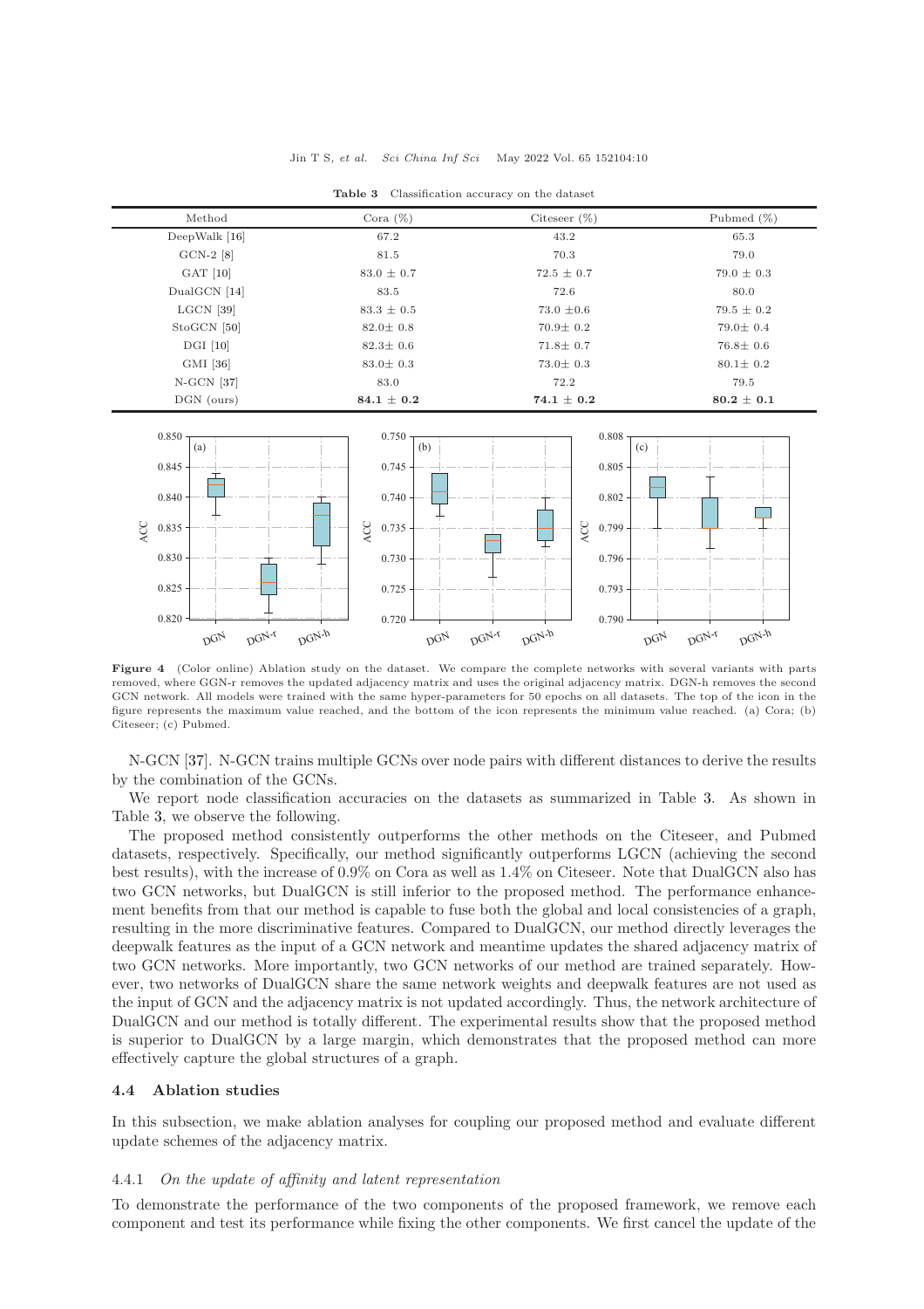**Table 3** Classification accuracy on the dataset

| Method | Cora (%) | Citeseer (%) | Pubmed (%) |
|---|---|---|---|
| DeepWalk [16] | 67.2 | 43.2 | 65.3 |
| GCN-2 [8] | 81.5 | 70.3 | 79.0 |
| GAT [10] | 83.0 ± 0.7 | 72.5 ± 0.7 | 79.0 ± 0.3 |
| DualGCN [14] | 83.5 | 72.6 | 80.0 |
| LGCN [39] | 83.3 ± 0.5 | 73.0 ±0.6 | 79.5 ± 0.2 |
| StoGCN [50] | 82.0± 0.8 | 70.9± 0.2 | 79.0± 0.4 |
| DGI [10] | 82.3± 0.6 | 71.8± 0.7 | 76.8± 0.6 |
| GMI [36] | 83.0± 0.3 | 73.0± 0.3 | 80.1± 0.2 |
| N-GCN [37] | 83.0 | 72.2 | 79.5 |
| DGN (ours) | **84.1 ± 0.2** | **74.1 ± 0.2** | **80.2 ± 0.1** |

**Figure 4** (Color online) Ablation study on the dataset. We compare the complete networks with several variants with parts removed, where GGN-r removes the updated adjacency matrix and uses the original adjacency matrix. DGN-h removes the second GCN network. All models were trained with the same hyper-parameters for 50 epochs on all datasets. The top of the icon in the figure represents the maximum value reached, and the bottom of the icon represents the minimum value reached. (a) Cora; (b) Citeseer; (c) Pubmed.

N-GCN [37]. N-GCN trains multiple GCNs over node pairs with different distances to derive the results by the combination of the GCNs.

We report node classification accuracies on the datasets as summarized in Table 3. As shown in Table 3, we observe the following.

The proposed method consistently outperforms the other methods on the Citeseer, and Pubmed datasets, respectively. Specifically, our method significantly outperforms LGCN (achieving the second best results), with the increase of 0.9% on Cora as well as 1.4% on Citeseer. Note that DualGCN also has two GCN networks, but DualGCN is still inferior to the proposed method. The performance enhancement benefits from that our method is capable to fuse both the global and local consistencies of a graph, resulting in the more discriminative features. Compared to DualGCN, our method directly leverages the deepwalk features as the input of a GCN network and meantime updates the shared adjacency matrix of two GCN networks. More importantly, two GCN networks of our method are trained separately. However, two networks of DualGCN share the same network weights and deepwalk features are not used as the input of GCN and the adjacency matrix is not updated accordingly. Thus, the network architecture of DualGCN and our method is totally different. The experimental results show that the proposed method is superior to DualGCN by a large margin, which demonstrates that the proposed method can more effectively capture the global structures of a graph.

### 4.4 Ablation studies

In this subsection, we make ablation analyses for coupling our proposed method and evaluate different update schemes of the adjacency matrix.

#### 4.4.1 *On the update of affinity and latent representation*

To demonstrate the performance of the two components of the proposed framework, we remove each component and test its performance while fixing the other components. We first cancel the update of the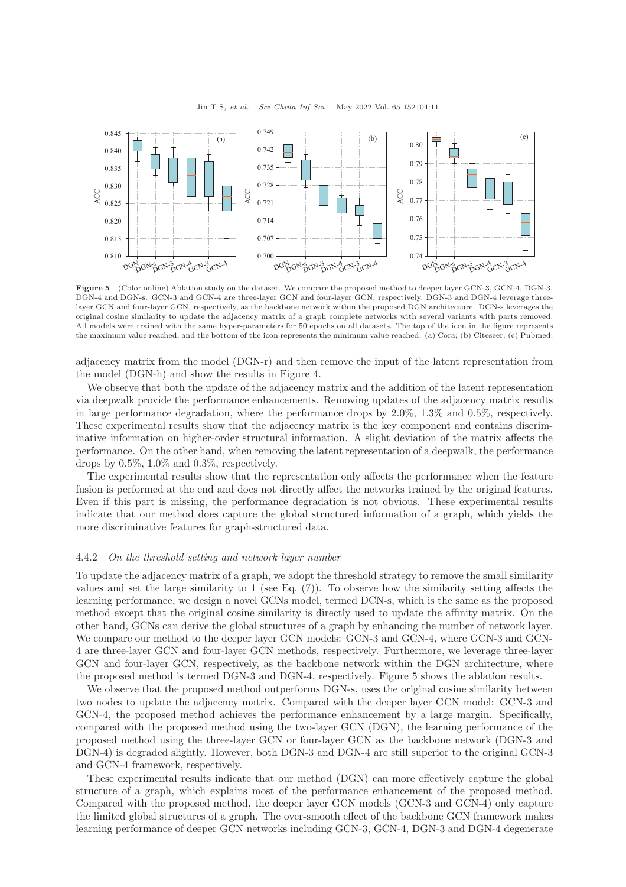**Figure 5** (Color online) Ablation study on the dataset. We compare the proposed method to deeper layer GCN-3, GCN-4, DGN-3, DGN-4 and DGN-s. GCN-3 and GCN-4 are three-layer GCN and four-layer GCN, respectively. DGN-3 and DGN-4 leverage three-layer GCN and four-layer GCN, respectively, as the backbone network within the proposed DGN architecture. DGN-s leverages the original cosine similarity to update the adjacency matrix of a graph complete networks with several variants with parts removed. All models were trained with the same hyper-parameters for 50 epochs on all datasets. The top of the icon in the figure represents the maximum value reached, and the bottom of the icon represents the minimum value reached. (a) Cora; (b) Citeseer; (c) Pubmed.

adjacency matrix from the model (DGN-r) and then remove the input of the latent representation from the model (DGN-h) and show the results in Figure 4.

We observe that both the update of the adjacency matrix and the addition of the latent representation via deepwalk provide the performance enhancements. Removing updates of the adjacency matrix results in large performance degradation, where the performance drops by 2.0%, 1.3% and 0.5%, respectively. These experimental results show that the adjacency matrix is the key component and contains discriminative information on higher-order structural information. A slight deviation of the matrix affects the performance. On the other hand, when removing the latent representation of a deepwalk, the performance drops by 0.5%, 1.0% and 0.3%, respectively.

The experimental results show that the representation only affects the performance when the feature fusion is performed at the end and does not directly affect the networks trained by the original features. Even if this part is missing, the performance degradation is not obvious. These experimental results indicate that our method does capture the global structured information of a graph, which yields the more discriminative features for graph-structured data.

#### 4.4.2 *On the threshold setting and network layer number*

To update the adjacency matrix of a graph, we adopt the threshold strategy to remove the small similarity values and set the large similarity to 1 (see Eq. (7)). To observe how the similarity setting affects the learning performance, we design a novel GCNs model, termed DCN-s, which is the same as the proposed method except that the original cosine similarity is directly used to update the affinity matrix. On the other hand, GCNs can derive the global structures of a graph by enhancing the number of network layer. We compare our method to the deeper layer GCN models: GCN-3 and GCN-4, where GCN-3 and GCN-4 are three-layer GCN and four-layer GCN methods, respectively. Furthermore, we leverage three-layer GCN and four-layer GCN, respectively, as the backbone network within the DGN architecture, where the proposed method is termed DGN-3 and DGN-4, respectively. Figure 5 shows the ablation results.

We observe that the proposed method outperforms DGN-s, uses the original cosine similarity between two nodes to update the adjacency matrix. Compared with the deeper layer GCN model: GCN-3 and GCN-4, the proposed method achieves the performance enhancement by a large margin. Specifically, compared with the proposed method using the two-layer GCN (DGN), the learning performance of the proposed method using the three-layer GCN or four-layer GCN as the backbone network (DGN-3 and DGN-4) is degraded slightly. However, both DGN-3 and DGN-4 are still superior to the original GCN-3 and GCN-4 framework, respectively.

These experimental results indicate that our method (DGN) can more effectively capture the global structure of a graph, which explains most of the performance enhancement of the proposed method. Compared with the proposed method, the deeper layer GCN models (GCN-3 and GCN-4) only capture the limited global structures of a graph. The over-smooth effect of the backbone GCN framework makes learning performance of deeper GCN networks including GCN-3, GCN-4, DGN-3 and DGN-4 degenerate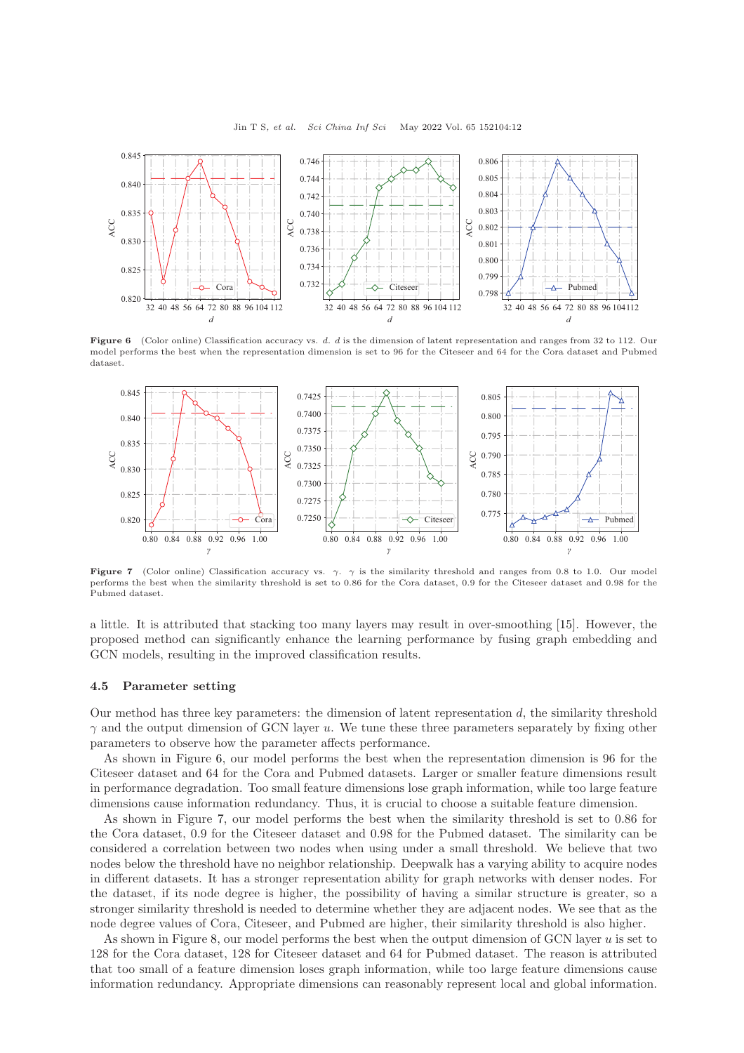**Figure 6** (Color online) Classification accuracy vs. $d$. $d$ is the dimension of latent representation and ranges from 32 to 112. Our model performs the best when the representation dimension is set to 96 for the Citeseer and 64 for the Cora dataset and Pubmed dataset.

**Figure 7** (Color online) Classification accuracy vs. $\gamma$. $\gamma$ is the similarity threshold and ranges from 0.8 to 1.0. Our model performs the best when the similarity threshold is set to 0.86 for the Cora dataset, 0.9 for the Citeseer dataset and 0.98 for the Pubmed dataset.

a little. It is attributed that stacking too many layers may result in over-smoothing [15]. However, the proposed method can significantly enhance the learning performance by fusing graph embedding and GCN models, resulting in the improved classification results.

### 4.5 Parameter setting

Our method has three key parameters: the dimension of latent representation $d$, the similarity threshold $\gamma$ and the output dimension of GCN layer $u$. We tune these three parameters separately by fixing other parameters to observe how the parameter affects performance.

As shown in Figure 6, our model performs the best when the representation dimension is 96 for the Citeseer dataset and 64 for the Cora and Pubmed datasets. Larger or smaller feature dimensions result in performance degradation. Too small feature dimensions lose graph information, while too large feature dimensions cause information redundancy. Thus, it is crucial to choose a suitable feature dimension.

As shown in Figure 7, our model performs the best when the similarity threshold is set to 0.86 for the Cora dataset, 0.9 for the Citeseer dataset and 0.98 for the Pubmed dataset. The similarity can be considered a correlation between two nodes when using under a small threshold. We believe that two nodes below the threshold have no neighbor relationship. Deepwalk has a varying ability to acquire nodes in different datasets. It has a stronger representation ability for graph networks with denser nodes. For the dataset, if its node degree is higher, the possibility of having a similar structure is greater, so a stronger similarity threshold is needed to determine whether they are adjacent nodes. We see that as the node degree values of Cora, Citeseer, and Pubmed are higher, their similarity threshold is also higher.

As shown in Figure 8, our model performs the best when the output dimension of GCN layer $u$ is set to 128 for the Cora dataset, 128 for Citeseer dataset and 64 for Pubmed dataset. The reason is attributed that too small of a feature dimension loses graph information, while too large feature dimensions cause information redundancy. Appropriate dimensions can reasonably represent local and global information.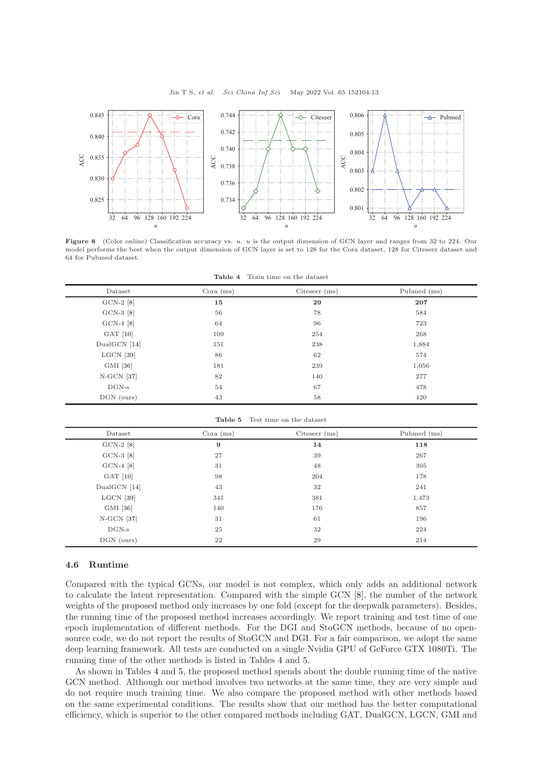**Figure 8** (Color online) Classification accuracy vs. $u$. $u$ is the output dimension of GCN layer and ranges from 32 to 224. Our model performs the best when the output dimension of GCN layer is set to 128 for the Cora dataset, 128 for Citeseer dataset and 64 for Pubmed dataset.

**Table 4** Train time on the dataset

| Dataset | Cora (ms) | Citeseer (ms) | Pubmed (ms) |
|---|---|---|---|
| GCN-2 [8] | **15** | **29** | **207** |
| GCN-3 [8] | 56 | 78 | 584 |
| GCN-4 [8] | 64 | 96 | 723 |
| GAT [10] | 109 | 254 | 268 |
| DualGCN [14] | 151 | 238 | 1,884 |
| LGCN [39] | 86 | 62 | 574 |
| GMI [36] | 181 | 239 | 1,056 |
| N-GCN [37] | 82 | 140 | 277 |
| DGN-s | 54 | 67 | 478 |
| DGN (ours) | 43 | 58 | 420 |

**Table 5** Test time on the dataset

| Dataset | Cora (ms) | Citeseer (ms) | Pubmed (ms) |
|---|---|---|---|
| GCN-2 [8] | **9** | **14** | **118** |
| GCN-3 [8] | 27 | 39 | 267 |
| GCN-4 [8] | 31 | 48 | 305 |
| GAT [10] | 98 | 204 | 178 |
| DualGCN [14] | 43 | 32 | 241 |
| LGCN [39] | 341 | 381 | 1,473 |
| GMI [36] | 140 | 176 | 857 |
| N-GCN [37] | 31 | 61 | 196 |
| DGN-s | 25 | 32 | 224 |
| DGN (ours) | 22 | 29 | 214 |

### 4.6 Runtime

Compared with the typical GCNs, our model is not complex, which only adds an additional network to calculate the latent representation. Compared with the simple GCN [8], the number of the network weights of the proposed method only increases by one fold (except for the deepwalk parameters). Besides, the running time of the proposed method increases accordingly. We report training and test time of one epoch implementation of different methods. For the DGI and StoGCN methods, because of no open-source code, we do not report the results of StoGCN and DGI. For a fair comparison, we adopt the same deep learning framework. All tests are conducted on a single Nvidia GPU of GeForce GTX 1080Ti. The running time of the other methods is listed in Tables 4 and 5.

As shown in Tables 4 and 5, the proposed method spends about the double running time of the native GCN method. Although our method involves two networks at the same time, they are very simple and do not require much training time. We also compare the proposed method with other methods based on the same experimental conditions. The results show that our method has the better computational efficiency, which is superior to the other compared methods including GAT, DualGCN, LGCN, GMI and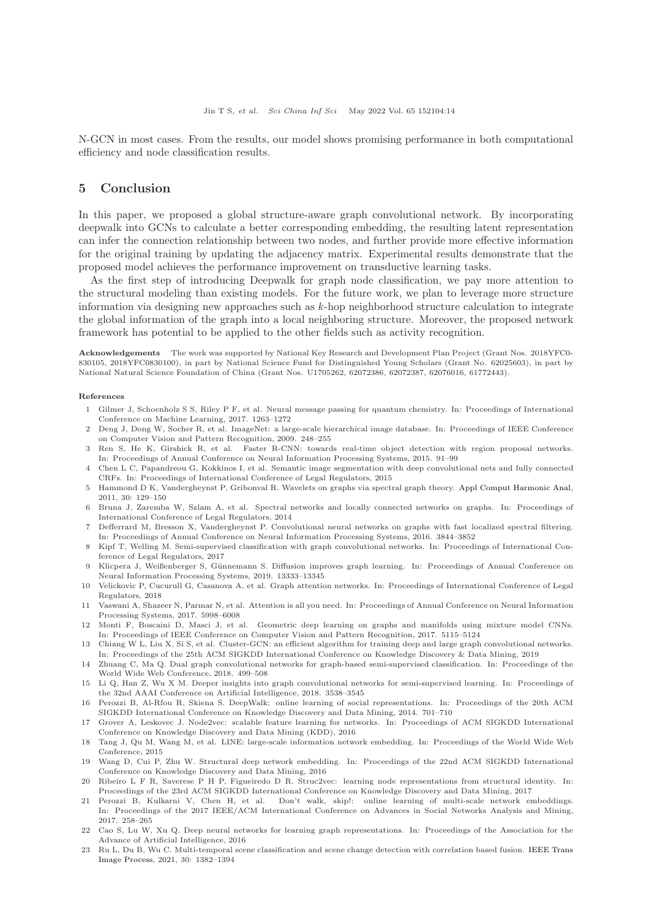N-GCN in most cases. From the results, our model shows promising performance in both computational efficiency and node classification results.

## 5 Conclusion

In this paper, we proposed a global structure-aware graph convolutional network. By incorporating deepwalk into GCNs to calculate a better corresponding embedding, the resulting latent representation can infer the connection relationship between two nodes, and further provide more effective information for the original training by updating the adjacency matrix. Experimental results demonstrate that the proposed model achieves the performance improvement on transductive learning tasks.

As the first step of introducing Deepwalk for graph node classification, we pay more attention to the structural modeling than existing models. For the future work, we plan to leverage more structure information via designing new approaches such as $k$-hop neighborhood structure calculation to integrate the global information of the graph into a local neighboring structure. Moreover, the proposed network framework has potential to be applied to the other fields such as activity recognition.

**Acknowledgements** The work was supported by National Key Research and Development Plan Project (Grant Nos. 2018YFC0830105, 2018YFC0830100), in part by National Science Fund for Distinguished Young Scholars (Grant No. 62025603), in part by National Natural Science Foundation of China (Grant Nos. U1705262, 62072386, 62072387, 62076016, 61772443).

**References**

1. Gilmer J, Schoenholz S S, Riley P F, et al. Neural message passing for quantum chemistry. In: Proceedings of International Conference on Machine Learning, 2017. 1263–1272
2. Deng J, Dong W, Socher R, et al. ImageNet: a large-scale hierarchical image database. In: Proceedings of IEEE Conference on Computer Vision and Pattern Recognition, 2009. 248–255
3. Ren S, He K, Girshick R, et al. Faster R-CNN: towards real-time object detection with region proposal networks. In: Proceedings of Annual Conference on Neural Information Processing Systems, 2015. 91–99
4. Chen L C, Papandreou G, Kokkinos I, et al. Semantic image segmentation with deep convolutional nets and fully connected CRFs. In: Proceedings of International Conference of Legal Regulators, 2015
5. Hammond D K, Vandergheynst P, Gribonval R. Wavelets on graphs via spectral graph theory. Appl Comput Harmonic Anal, 2011, 30: 129–150
6. Bruna J, Zaremba W, Szlam A, et al. Spectral networks and locally connected networks on graphs. In: Proceedings of International Conference of Legal Regulators, 2014
7. Defferrard M, Bresson X, Vandergheynst P. Convolutional neural networks on graphs with fast localized spectral filtering. In: Proceedings of Annual Conference on Neural Information Processing Systems, 2016. 3844–3852
8. Kipf T, Welling M. Semi-supervised classification with graph convolutional networks. In: Proceedings of International Conference of Legal Regulators, 2017
9. Klicpera J, Weißenberger S, Günnemann S. Diffusion improves graph learning. In: Proceedings of Annual Conference on Neural Information Processing Systems, 2019. 13333–13345
10. Velickovic P, Cucurull G, Casanova A, et al. Graph attention networks. In: Proceedings of International Conference of Legal Regulators, 2018
11. Vaswani A, Shazeer N, Parmar N, et al. Attention is all you need. In: Proceedings of Annual Conference on Neural Information Processing Systems, 2017. 5998–6008
12. Monti F, Boscaini D, Masci J, et al. Geometric deep learning on graphs and manifolds using mixture model CNNs. In: Proceedings of IEEE Conference on Computer Vision and Pattern Recognition, 2017. 5115–5124
13. Chiang W L, Liu X, Si S, et al. Cluster-GCN: an efficient algorithm for training deep and large graph convolutional networks. In: Proceedings of the 25th ACM SIGKDD International Conference on Knowledge Discovery & Data Mining, 2019
14. Zhuang C, Ma Q. Dual graph convolutional networks for graph-based semi-supervised classification. In: Proceedings of the World Wide Web Conference, 2018. 499–508
15. Li Q, Han Z, Wu X M. Deeper insights into graph convolutional networks for semi-supervised learning. In: Proceedings of the 32nd AAAI Conference on Artificial Intelligence, 2018. 3538–3545
16. Perozzi B, Al-Rfou R, Skiena S. DeepWalk: online learning of social representations. In: Proceedings of the 20th ACM SIGKDD International Conference on Knowledge Discovery and Data Mining, 2014. 701–710
17. Grover A, Leskovec J. Node2vec: scalable feature learning for networks. In: Proceedings of ACM SIGKDD International Conference on Knowledge Discovery and Data Mining (KDD), 2016
18. Tang J, Qu M, Wang M, et al. LINE: large-scale information network embedding. In: Proceedings of the World Wide Web Conference, 2015
19. Wang D, Cui P, Zhu W. Structural deep network embedding. In: Proceedings of the 22nd ACM SIGKDD International Conference on Knowledge Discovery and Data Mining, 2016
20. Ribeiro L F R, Saverese P H P, Figueiredo D R. Struc2vec: learning node representations from structural identity. In: Proceedings of the 23rd ACM SIGKDD International Conference on Knowledge Discovery and Data Mining, 2017
21. Perozzi B, Kulkarni V, Chen H, et al. Don't walk, skip!: online learning of multi-scale network embeddings. In: Proceedings of the 2017 IEEE/ACM International Conference on Advances in Social Networks Analysis and Mining, 2017. 258–265
22. Cao S, Lu W, Xu Q. Deep neural networks for learning graph representations. In: Proceedings of the Association for the Advance of Artificial Intelligence, 2016
23. Ru L, Du B, Wu C. Multi-temporal scene classification and scene change detection with correlation based fusion. IEEE Trans Image Process, 2021, 30: 1382–1394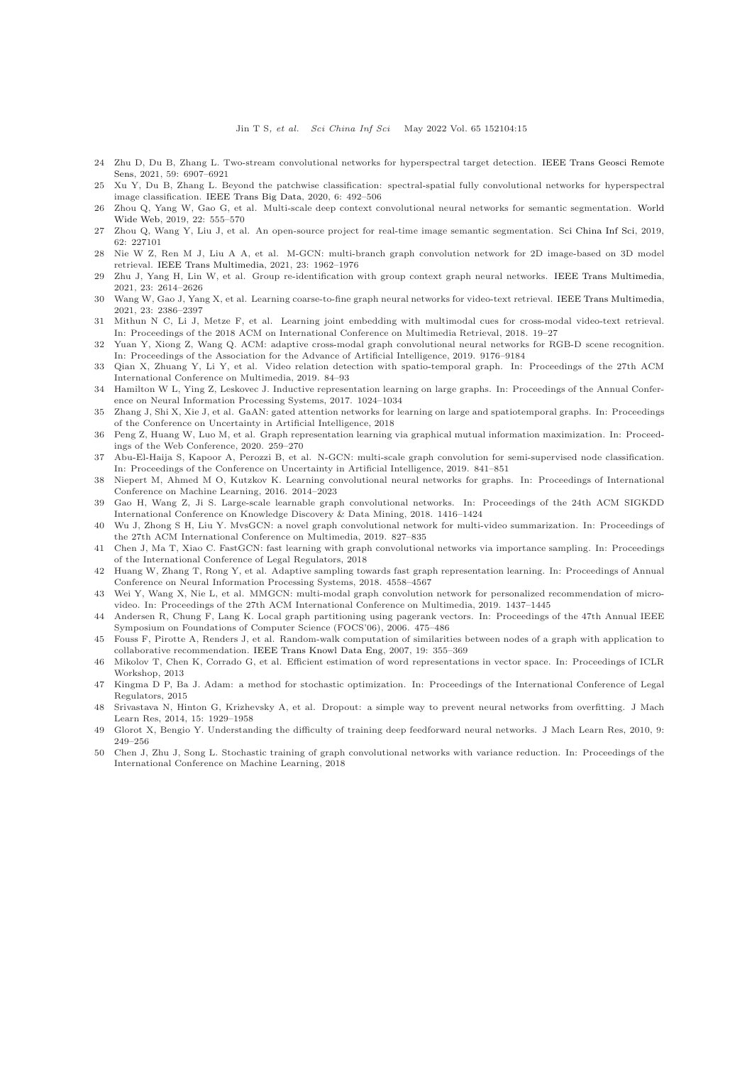24 Zhu D, Du B, Zhang L. Two-stream convolutional networks for hyperspectral target detection. IEEE Trans Geosci Remote Sens, 2021, 59: 6907–6921

25 Xu Y, Du B, Zhang L. Beyond the patchwise classification: spectral-spatial fully convolutional networks for hyperspectral image classification. IEEE Trans Big Data, 2020, 6: 492–506

26 Zhou Q, Yang W, Gao G, et al. Multi-scale deep context convolutional neural networks for semantic segmentation. World Wide Web, 2019, 22: 555–570

27 Zhou Q, Wang Y, Liu J, et al. An open-source project for real-time image semantic segmentation. Sci China Inf Sci, 2019, 62: 227101

28 Nie W Z, Ren M J, Liu A A, et al. M-GCN: multi-branch graph convolution network for 2D image-based on 3D model retrieval. IEEE Trans Multimedia, 2021, 23: 1962–1976

29 Zhu J, Yang H, Lin W, et al. Group re-identification with group context graph neural networks. IEEE Trans Multimedia, 2021, 23: 2614–2626

30 Wang W, Gao J, Yang X, et al. Learning coarse-to-fine graph neural networks for video-text retrieval. IEEE Trans Multimedia, 2021, 23: 2386–2397

31 Mithun N C, Li J, Metze F, et al. Learning joint embedding with multimodal cues for cross-modal video-text retrieval. In: Proceedings of the 2018 ACM on International Conference on Multimedia Retrieval, 2018. 19–27

32 Yuan Y, Xiong Z, Wang Q. ACM: adaptive cross-modal graph convolutional neural networks for RGB-D scene recognition. In: Proceedings of the Association for the Advance of Artificial Intelligence, 2019. 9176–9184

33 Qian X, Zhuang Y, Li Y, et al. Video relation detection with spatio-temporal graph. In: Proceedings of the 27th ACM International Conference on Multimedia, 2019. 84–93

34 Hamilton W L, Ying Z, Leskovec J. Inductive representation learning on large graphs. In: Proceedings of the Annual Conference on Neural Information Processing Systems, 2017. 1024–1034

35 Zhang J, Shi X, Xie J, et al. GaAN: gated attention networks for learning on large and spatiotemporal graphs. In: Proceedings of the Conference on Uncertainty in Artificial Intelligence, 2018

36 Peng Z, Huang W, Luo M, et al. Graph representation learning via graphical mutual information maximization. In: Proceedings of the Web Conference, 2020. 259–270

37 Abu-El-Haija S, Kapoor A, Perozzi B, et al. N-GCN: multi-scale graph convolution for semi-supervised node classification. In: Proceedings of the Conference on Uncertainty in Artificial Intelligence, 2019. 841–851

38 Niepert M, Ahmed M O, Kutzkov K. Learning convolutional neural networks for graphs. In: Proceedings of International Conference on Machine Learning, 2016. 2014–2023

39 Gao H, Wang Z, Ji S. Large-scale learnable graph convolutional networks. In: Proceedings of the 24th ACM SIGKDD International Conference on Knowledge Discovery & Data Mining, 2018. 1416–1424

40 Wu J, Zhong S H, Liu Y. MvsGCN: a novel graph convolutional network for multi-video summarization. In: Proceedings of the 27th ACM International Conference on Multimedia, 2019. 827–835

41 Chen J, Ma T, Xiao C. FastGCN: fast learning with graph convolutional networks via importance sampling. In: Proceedings of the International Conference of Legal Regulators, 2018

42 Huang W, Zhang T, Rong Y, et al. Adaptive sampling towards fast graph representation learning. In: Proceedings of Annual Conference on Neural Information Processing Systems, 2018. 4558–4567

43 Wei Y, Wang X, Nie L, et al. MMGCN: multi-modal graph convolution network for personalized recommendation of micro-video. In: Proceedings of the 27th ACM International Conference on Multimedia, 2019. 1437–1445

44 Andersen R, Chung F, Lang K. Local graph partitioning using pagerank vectors. In: Proceedings of the 47th Annual IEEE Symposium on Foundations of Computer Science (FOCS'06), 2006. 475–486

45 Fouss F, Pirotte A, Renders J, et al. Random-walk computation of similarities between nodes of a graph with application to collaborative recommendation. IEEE Trans Knowl Data Eng, 2007, 19: 355–369

46 Mikolov T, Chen K, Corrado G, et al. Efficient estimation of word representations in vector space. In: Proceedings of ICLR Workshop, 2013

47 Kingma D P, Ba J. Adam: a method for stochastic optimization. In: Proceedings of the International Conference of Legal Regulators, 2015

48 Srivastava N, Hinton G, Krizhevsky A, et al. Dropout: a simple way to prevent neural networks from overfitting. J Mach Learn Res, 2014, 15: 1929–1958

49 Glorot X, Bengio Y. Understanding the difficulty of training deep feedforward neural networks. J Mach Learn Res, 2010, 9: 249–256

50 Chen J, Zhu J, Song L. Stochastic training of graph convolutional networks with variance reduction. In: Proceedings of the International Conference on Machine Learning, 2018